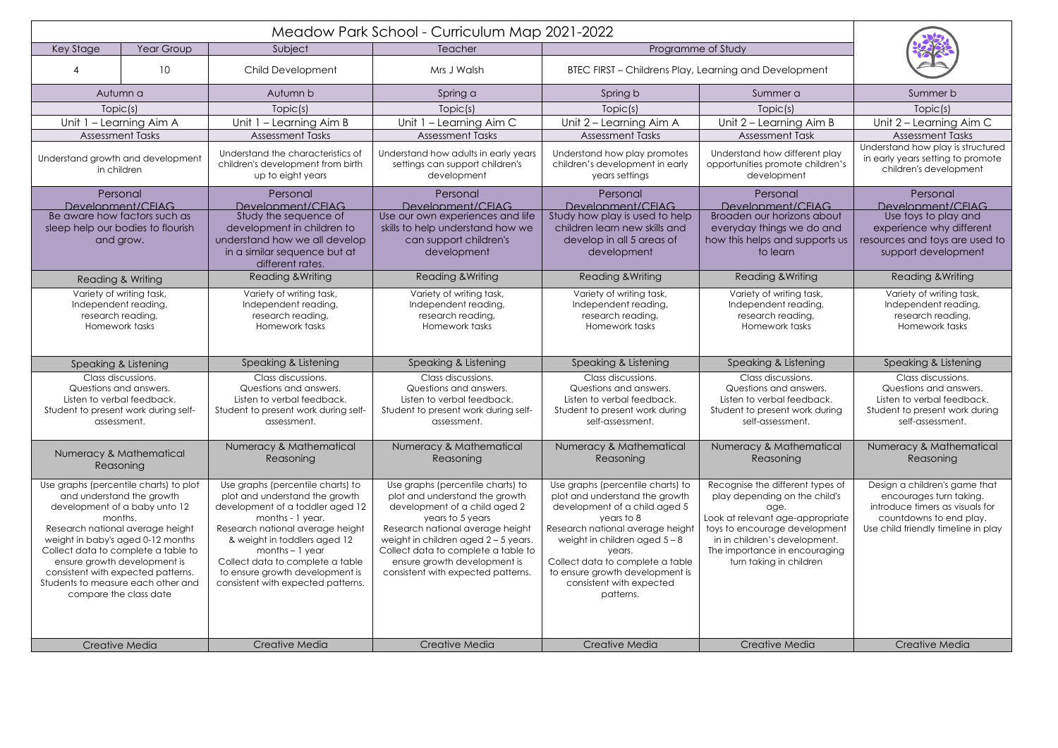# Meadow Park School - Curriculum Map 2021-2022

| Key Stage | Year Group | Subject | Teacher | Programme of Study |
|---|---|---|---|---|
| 4 | 10 | Child Development | Mrs J Walsh | BTEC FIRST – Childrens Play, Learning and Development |

| Autumn a | Autumn b | Spring a | Spring b | Summer a | Summer b |
|---|---|---|---|---|---|
| **Topic(s)** | **Topic(s)** | **Topic(s)** | **Topic(s)** | **Topic(s)** | **Topic(s)** |
| Unit 1 – Learning Aim A | Unit 1 – Learning Aim B | Unit 1 – Learning Aim C | Unit 2 – Learning Aim A | Unit 2 – Learning Aim B | Unit 2 – Learning Aim C |
| **Assessment Tasks** | **Assessment Tasks** | **Assessment Tasks** | **Assessment Tasks** | **Assessment Task** | **Assessment Tasks** |
| Understand growth and development in children | Understand the characteristics of children's development from birth up to eight years | Understand how adults in early years settings can support children's development | Understand how play promotes children's development in early years settings | Understand how different play opportunities promote children's development | Understand how play is structured in early years setting to promote children's development |
| **Personal Development/CEIAG** | **Personal Development/CEIAG** | **Personal Development/CEIAG** | **Personal Development/CEIAG** | **Personal Development/CEIAG** | **Personal Development/CEIAG** |
| Be aware how factors such as sleep help our bodies to flourish and grow. | Study the sequence of development in children to understand how we all develop in a similar sequence but at different rates. | Use our own experiences and life skills to help understand how we can support children's development | Study how play is used to help children learn new skills and develop in all 5 areas of development | Broaden our horizons about everyday things we do and how this helps and supports us to learn | Use toys to play and experience why different resources and toys are used to support development |
| **Reading & Writing** | **Reading &Writing** | **Reading &Writing** | **Reading &Writing** | **Reading &Writing** | **Reading &Writing** |
| Variety of writing task, Independent reading, research reading, Homework tasks | Variety of writing task, Independent reading, research reading, Homework tasks | Variety of writing task, Independent reading, research reading, Homework tasks | Variety of writing task, Independent reading, research reading, Homework tasks | Variety of writing task, Independent reading, research reading, Homework tasks | Variety of writing task, Independent reading, research reading, Homework tasks |
| **Speaking & Listening** | **Speaking & Listening** | **Speaking & Listening** | **Speaking & Listening** | **Speaking & Listening** | **Speaking & Listening** |
| Class discussions. Questions and answers. Listen to verbal feedback. Student to present work during self-assessment. | Class discussions. Questions and answers. Listen to verbal feedback. Student to present work during self-assessment. | Class discussions. Questions and answers. Listen to verbal feedback. Student to present work during self-assessment. | Class discussions. Questions and answers. Listen to verbal feedback. Student to present work during self-assessment. | Class discussions. Questions and answers. Listen to verbal feedback. Student to present work during self-assessment. | Class discussions. Questions and answers. Listen to verbal feedback. Student to present work during self-assessment. |
| **Numeracy & Mathematical Reasoning** | **Numeracy & Mathematical Reasoning** | **Numeracy & Mathematical Reasoning** | **Numeracy & Mathematical Reasoning** | **Numeracy & Mathematical Reasoning** | **Numeracy & Mathematical Reasoning** |
| Use graphs (percentile charts) to plot and understand the growth development of a baby unto 12 months. Research national average height weight in baby's aged 0-12 months Collect data to complete a table to ensure growth development is consistent with expected patterns. Students to measure each other and compare the class date | Use graphs (percentile charts) to plot and understand the growth development of a toddler aged 12 months - 1 year. Research national average height & weight in toddlers aged 12 months – 1 year Collect data to complete a table to ensure growth development is consistent with expected patterns. | Use graphs (percentile charts) to plot and understand the growth development of a child aged 2 years to 5 years Research national average height weight in children aged 2 – 5 years. Collect data to complete a table to ensure growth development is consistent with expected patterns. | Use graphs (percentile charts) to plot and understand the growth development of a child aged 5 years to 8 Research national average height weight in children aged 5 – 8 years. Collect data to complete a table to ensure growth development is consistent with expected patterns. | Recognise the different types of play depending on the child's age. Look at relevant age-appropriate toys to encourage development in in children's development. The importance in encouraging turn taking in children | Design a children's game that encourages turn taking. introduce timers as visuals for countdowns to end play. Use child friendly timeline in play |
| **Creative Media** | **Creative Media** | **Creative Media** | **Creative Media** | **Creative Media** | **Creative Media** |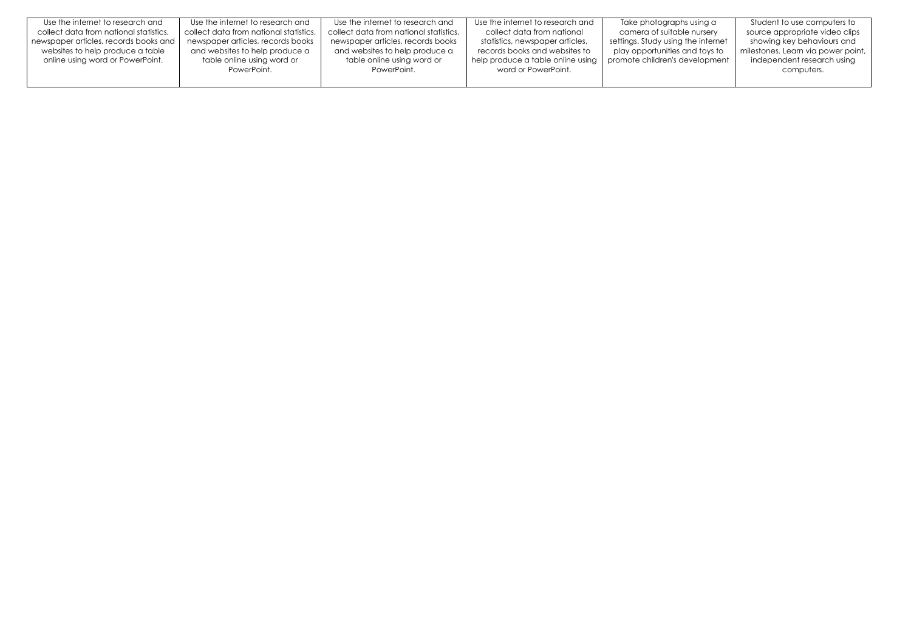| | | | | | |
|---|---|---|---|---|---|
| Use the internet to research and collect data from national statistics, newspaper articles, records books and websites to help produce a table online using word or PowerPoint. | Use the internet to research and collect data from national statistics, newspaper articles, records books and websites to help produce a table online using word or PowerPoint. | Use the internet to research and collect data from national statistics, newspaper articles, records books and websites to help produce a table online using word or PowerPoint. | Use the internet to research and collect data from national statistics, newspaper articles, records books and websites to help produce a table online using word or PowerPoint. | Take photographs using a camera of suitable nursery settings. Study using the internet play opportunities and toys to promote children's development | Student to use computers to source appropriate video clips showing key behaviours and milestones. Learn via power point, independent research using computers. |